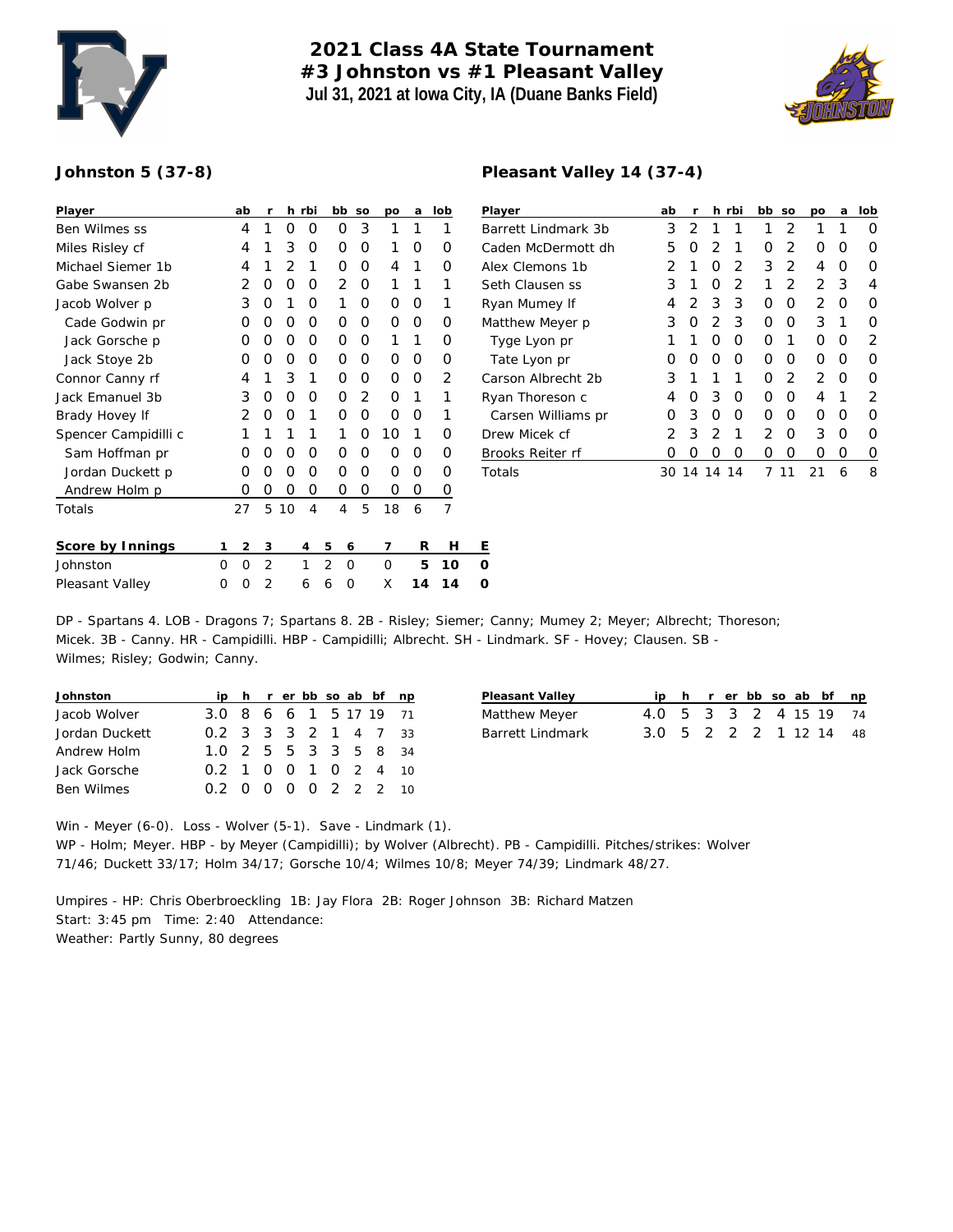# 2021 Class 4A State Tournament
# #3 Johnston vs #1 Pleasant Valley
**Jul 31, 2021 at Iowa City, IA (Duane Banks Field)**

## Johnston 5 (37-8)

| Player | ab | r | h | rbi | bb | so | po | a | lob |
|---|---|---|---|---|---|---|---|---|---|
| Ben Wilmes ss | 4 | 1 | 0 | 0 | 0 | 3 | 1 | 1 | 1 |
| Miles Risley cf | 4 | 1 | 3 | 0 | 0 | 0 | 1 | 0 | 0 |
| Michael Siemer 1b | 4 | 1 | 2 | 1 | 0 | 0 | 4 | 1 | 0 |
| Gabe Swansen 2b | 2 | 0 | 0 | 0 | 2 | 0 | 1 | 1 | 1 |
| Jacob Wolver p | 3 | 0 | 1 | 0 | 1 | 0 | 0 | 0 | 1 |
| Cade Godwin pr | 0 | 0 | 0 | 0 | 0 | 0 | 0 | 0 | 0 |
| Jack Gorsche p | 0 | 0 | 0 | 0 | 0 | 0 | 1 | 1 | 0 |
| Jack Stoye 2b | 0 | 0 | 0 | 0 | 0 | 0 | 0 | 0 | 0 |
| Connor Canny rf | 4 | 1 | 3 | 1 | 0 | 0 | 0 | 0 | 2 |
| Jack Emanuel 3b | 3 | 0 | 0 | 0 | 0 | 2 | 0 | 1 | 1 |
| Brady Hovey lf | 2 | 0 | 0 | 1 | 0 | 0 | 0 | 0 | 1 |
| Spencer Campidilli c | 1 | 1 | 1 | 1 | 1 | 0 | 10 | 1 | 0 |
| Sam Hoffman pr | 0 | 0 | 0 | 0 | 0 | 0 | 0 | 0 | 0 |
| Jordan Duckett p | 0 | 0 | 0 | 0 | 0 | 0 | 0 | 0 | 0 |
| Andrew Holm p | 0 | 0 | 0 | 0 | 0 | 0 | 0 | 0 | 0 |
| Totals | 27 | 5 | 10 | 4 | 4 | 5 | 18 | 6 | 7 |

## Pleasant Valley 14 (37-4)

| Player | ab | r | h | rbi | bb | so | po | a | lob |
|---|---|---|---|---|---|---|---|---|---|
| Barrett Lindmark 3b | 3 | 2 | 1 | 1 | 1 | 2 | 1 | 1 | 0 |
| Caden McDermott dh | 5 | 0 | 2 | 1 | 0 | 2 | 0 | 0 | 0 |
| Alex Clemons 1b | 2 | 1 | 0 | 2 | 3 | 2 | 4 | 0 | 0 |
| Seth Clausen ss | 3 | 1 | 0 | 2 | 1 | 2 | 2 | 3 | 4 |
| Ryan Mumey lf | 4 | 2 | 3 | 3 | 0 | 0 | 2 | 0 | 0 |
| Matthew Meyer p | 3 | 0 | 2 | 3 | 0 | 0 | 3 | 1 | 0 |
| Tyge Lyon pr | 1 | 1 | 0 | 0 | 0 | 1 | 0 | 0 | 2 |
| Tate Lyon pr | 0 | 0 | 0 | 0 | 0 | 0 | 0 | 0 | 0 |
| Carson Albrecht 2b | 3 | 1 | 1 | 1 | 0 | 2 | 2 | 0 | 0 |
| Ryan Thoreson c | 4 | 0 | 3 | 0 | 0 | 0 | 4 | 1 | 2 |
| Carsen Williams pr | 0 | 3 | 0 | 0 | 0 | 0 | 0 | 0 | 0 |
| Drew Micek cf | 2 | 3 | 2 | 1 | 2 | 0 | 3 | 0 | 0 |
| Brooks Reiter rf | 0 | 0 | 0 | 0 | 0 | 0 | 0 | 0 | 0 |
| Totals | 30 | 14 | 14 | 14 | 7 | 11 | 21 | 6 | 8 |

| Score by Innings | 1 | 2 | 3 | 4 | 5 | 6 | 7 | R | H | E |
|---|---|---|---|---|---|---|---|---|---|---|
| Johnston | 0 | 0 | 2 | 1 | 2 | 0 | 0 | **5** | **10** | **0** |
| Pleasant Valley | 0 | 0 | 2 | 6 | 6 | 0 | X | **14** | **14** | **0** |

DP - Spartans 4. LOB - Dragons 7; Spartans 8. 2B - Risley; Siemer; Canny; Mumey 2; Meyer; Albrecht; Thoreson; Micek. 3B - Canny. HR - Campidilli. HBP - Campidilli; Albrecht. SH - Lindmark. SF - Hovey; Clausen. SB - Wilmes; Risley; Godwin; Canny.

| Johnston | ip | h | r | er | bb | so | ab | bf | np |
|---|---|---|---|---|---|---|---|---|---|
| Jacob Wolver | 3.0 | 8 | 6 | 6 | 1 | 5 | 17 | 19 | 71 |
| Jordan Duckett | 0.2 | 3 | 3 | 3 | 2 | 1 | 4 | 7 | 33 |
| Andrew Holm | 1.0 | 2 | 5 | 5 | 3 | 3 | 5 | 8 | 34 |
| Jack Gorsche | 0.2 | 1 | 0 | 0 | 1 | 0 | 2 | 4 | 10 |
| Ben Wilmes | 0.2 | 0 | 0 | 0 | 0 | 2 | 2 | 2 | 10 |

| Pleasant Valley | ip | h | r | er | bb | so | ab | bf | np |
|---|---|---|---|---|---|---|---|---|---|
| Matthew Meyer | 4.0 | 5 | 3 | 3 | 2 | 4 | 15 | 19 | 74 |
| Barrett Lindmark | 3.0 | 5 | 2 | 2 | 2 | 1 | 12 | 14 | 48 |

Win - Meyer (6-0). Loss - Wolver (5-1). Save - Lindmark (1).
WP - Holm; Meyer. HBP - by Meyer (Campidilli); by Wolver (Albrecht). PB - Campidilli. Pitches/strikes: Wolver 71/46; Duckett 33/17; Holm 34/17; Gorsche 10/4; Wilmes 10/8; Meyer 74/39; Lindmark 48/27.

Umpires - HP: Chris Oberbroeckling 1B: Jay Flora 2B: Roger Johnson 3B: Richard Matzen
Start: 3:45 pm Time: 2:40 Attendance:
Weather: Partly Sunny, 80 degrees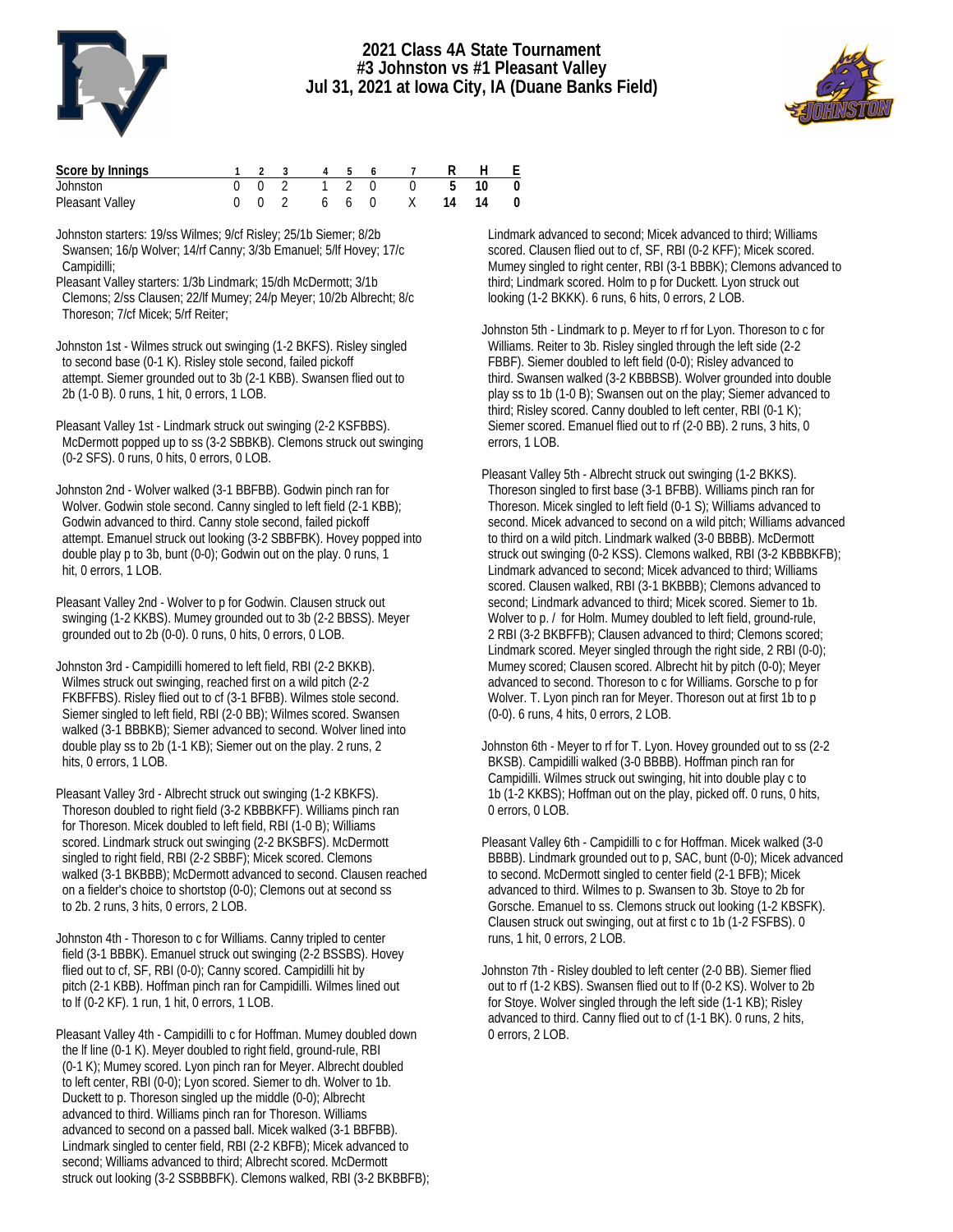# 2021 Class 4A State Tournament
## #3 Johnston vs #1 Pleasant Valley
## Jul 31, 2021 at Iowa City, IA (Duane Banks Field)

| Score by Innings | 1 | 2 | 3 | 4 | 5 | 6 | 7 | R | H | E |
|---|---|---|---|---|---|---|---|---|---|---|
| Johnston | 0 | 0 | 2 | 1 | 2 | 0 | 0 | 5 | 10 | 0 |
| Pleasant Valley | 0 | 0 | 2 | 6 | 6 | 0 | X | 14 | 14 | 0 |

Johnston starters: 19/ss Wilmes; 9/cf Risley; 25/1b Siemer; 8/2b Swansen; 16/p Wolver; 14/rf Canny; 3/3b Emanuel; 5/lf Hovey; 17/c Campidilli;

Pleasant Valley starters: 1/3b Lindmark; 15/dh McDermott; 3/1b Clemons; 2/ss Clausen; 22/lf Mumey; 24/p Meyer; 10/2b Albrecht; 8/c Thoreson; 7/cf Micek; 5/rf Reiter;

Johnston 1st - Wilmes struck out swinging (1-2 BKFS). Risley singled to second base (0-1 K). Risley stole second, failed pickoff attempt. Siemer grounded out to 3b (2-1 KBB). Swansen flied out to 2b (1-0 B). 0 runs, 1 hit, 0 errors, 1 LOB.

Pleasant Valley 1st - Lindmark struck out swinging (2-2 KSFBBS). McDermott popped up to ss (3-2 SBBKB). Clemons struck out swinging (0-2 SFS). 0 runs, 0 hits, 0 errors, 0 LOB.

Johnston 2nd - Wolver walked (3-1 BBFBB). Godwin pinch ran for Wolver. Godwin stole second. Canny singled to left field (2-1 KBB); Godwin advanced to third. Canny stole second, failed pickoff attempt. Emanuel struck out looking (3-2 SBBFBK). Hovey popped into double play p to 3b, bunt (0-0); Godwin out on the play. 0 runs, 1 hit, 0 errors, 1 LOB.

Pleasant Valley 2nd - Wolver to p for Godwin. Clausen struck out swinging (1-2 KKBS). Mumey grounded out to 3b (2-2 BBSS). Meyer grounded out to 2b (0-0). 0 runs, 0 hits, 0 errors, 0 LOB.

Johnston 3rd - Campidilli homered to left field, RBI (2-2 BKKB). Wilmes struck out swinging, reached first on a wild pitch (2-2 FKBFFBS). Risley flied out to cf (3-1 BFBB). Wilmes stole second. Siemer singled to left field, RBI (2-0 BB); Wilmes scored. Swansen walked (3-1 BBBKB); Siemer advanced to second. Wolver lined into double play ss to 2b (1-1 KB); Siemer out on the play. 2 runs, 2 hits, 0 errors, 1 LOB.

Pleasant Valley 3rd - Albrecht struck out swinging (1-2 KBKFS). Thoreson doubled to right field (3-2 KBBBKFF). Williams pinch ran for Thoreson. Micek doubled to left field, RBI (1-0 B); Williams scored. Lindmark struck out swinging (2-2 BKSBFS). McDermott singled to right field, RBI (2-2 SBBF); Micek scored. Clemons walked (3-1 BKBBB); McDermott advanced to second. Clausen reached on a fielder's choice to shortstop (0-0); Clemons out at second ss to 2b. 2 runs, 3 hits, 0 errors, 2 LOB.

Johnston 4th - Thoreson to c for Williams. Canny tripled to center field (3-1 BBBK). Emanuel struck out swinging (2-2 BSSBS). Hovey flied out to cf, SF, RBI (0-0); Canny scored. Campidilli hit by pitch (2-1 KBB). Hoffman pinch ran for Campidilli. Wilmes lined out to lf (0-2 KF). 1 run, 1 hit, 0 errors, 1 LOB.

Pleasant Valley 4th - Campidilli to c for Hoffman. Mumey doubled down the lf line (0-1 K). Meyer doubled to right field, ground-rule, RBI (0-1 K); Mumey scored. Lyon pinch ran for Meyer. Albrecht doubled to left center, RBI (0-0); Lyon scored. Siemer to dh. Wolver to 1b. Duckett to p. Thoreson singled up the middle (0-0); Albrecht advanced to third. Williams pinch ran for Thoreson. Williams advanced to second on a passed ball. Micek walked (3-1 BBFBB). Lindmark singled to center field, RBI (2-2 KBFB); Micek advanced to second; Williams advanced to third; Albrecht scored. McDermott struck out looking (3-2 SSBBBFK). Clemons walked, RBI (3-2 BKBBFB); Lindmark advanced to second; Micek advanced to third; Williams scored. Clausen flied out to cf, SF, RBI (0-2 KFF); Micek scored. Mumey singled to right center, RBI (3-1 BBBK); Clemons advanced to third; Lindmark scored. Holm to p for Duckett. Lyon struck out looking (1-2 BKKK). 6 runs, 6 hits, 0 errors, 2 LOB.

Johnston 5th - Lindmark to p. Meyer to rf for Lyon. Thoreson to c for Williams. Reiter to 3b. Risley singled through the left side (2-2 FBBF). Siemer doubled to left field (0-0); Risley advanced to third. Swansen walked (3-2 KBBBSB). Wolver grounded into double play ss to 1b (1-0 B); Swansen out on the play; Siemer advanced to third; Risley scored. Canny doubled to left center, RBI (0-1 K); Siemer scored. Emanuel flied out to rf (2-0 BB). 2 runs, 3 hits, 0 errors, 1 LOB.

Pleasant Valley 5th - Albrecht struck out swinging (1-2 BKKS). Thoreson singled to first base (3-1 BFBB). Williams pinch ran for Thoreson. Micek singled to left field (0-1 S); Williams advanced to second. Micek advanced to second on a wild pitch; Williams advanced to third on a wild pitch. Lindmark walked (3-0 BBBB). McDermott struck out swinging (0-2 KSS). Clemons walked, RBI (3-2 KBBBKFB); Lindmark advanced to second; Micek advanced to third; Williams scored. Clausen walked, RBI (3-1 BKBBB); Clemons advanced to second; Lindmark advanced to third; Micek scored. Siemer to 1b. Wolver to p. / for Holm. Mumey doubled to left field, ground-rule, 2 RBI (3-2 BKBFFB); Clausen advanced to third; Clemons scored; Lindmark scored. Meyer singled through the right side, 2 RBI (0-0); Mumey scored; Clausen scored. Albrecht hit by pitch (0-0); Meyer advanced to second. Thoreson to c for Williams. Gorsche to p for Wolver. T. Lyon pinch ran for Meyer. Thoreson out at first 1b to p (0-0). 6 runs, 4 hits, 0 errors, 2 LOB.

Johnston 6th - Meyer to rf for T. Lyon. Hovey grounded out to ss (2-2 BKSB). Campidilli walked (3-0 BBBB). Hoffman pinch ran for Campidilli. Wilmes struck out swinging, hit into double play c to 1b (1-2 KKBS); Hoffman out on the play, picked off. 0 runs, 0 hits, 0 errors, 0 LOB.

Pleasant Valley 6th - Campidilli to c for Hoffman. Micek walked (3-0 BBBB). Lindmark grounded out to p, SAC, bunt (0-0); Micek advanced to second. McDermott singled to center field (2-1 BFB); Micek advanced to third. Wilmes to p. Swansen to 3b. Stoye to 2b for Gorsche. Emanuel to ss. Clemons struck out looking (1-2 KBSFK). Clausen struck out swinging, out at first c to 1b (1-2 FSFBS). 0 runs, 1 hit, 0 errors, 2 LOB.

Johnston 7th - Risley doubled to left center (2-0 BB). Siemer flied out to rf (1-2 KBS). Swansen flied out to lf (0-2 KS). Wolver to 2b for Stoye. Wolver singled through the left side (1-1 KB); Risley advanced to third. Canny flied out to cf (1-1 BK). 0 runs, 2 hits, 0 errors, 2 LOB.